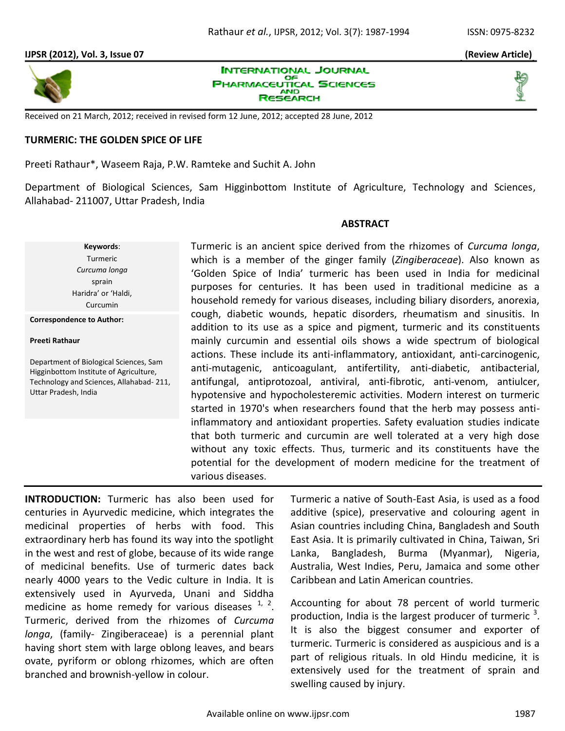**IJPSR (2012), Vol. 3, Issue 07** **(Review Article)**

**INTERNATIONAL JOURNAL OF PHARMACEUTICAL SCIENCES AND RESEARCH**

Received on 21 March, 2012; received in revised form 12 June, 2012; accepted 28 June, 2012

# TURMERIC: THE GOLDEN SPICE OF LIFE

Preeti Rathaur*, Waseem Raja, P.W. Ramteke and Suchit A. John

Department of Biological Sciences, Sam Higginbottom Institute of Agriculture, Technology and Sciences, Allahabad- 211007, Uttar Pradesh, India

**Keywords**:

Turmeric

*Curcuma longa*

sprain

Haridra' or 'Haldi,

Curcumin

**Correspondence to Author:**

**Preeti Rathaur**

Department of Biological Sciences, Sam Higginbottom Institute of Agriculture, Technology and Sciences, Allahabad- 211, Uttar Pradesh, India

## ABSTRACT

Turmeric is an ancient spice derived from the rhizomes of *Curcuma longa*, which is a member of the ginger family (*Zingiberaceae*). Also known as 'Golden Spice of India' turmeric has been used in India for medicinal purposes for centuries. It has been used in traditional medicine as a household remedy for various diseases, including biliary disorders, anorexia, cough, diabetic wounds, hepatic disorders, rheumatism and sinusitis. In addition to its use as a spice and pigment, turmeric and its constituents mainly curcumin and essential oils shows a wide spectrum of biological actions. These include its anti-inflammatory, antioxidant, anti-carcinogenic, anti-mutagenic, anticoagulant, antifertility, anti-diabetic, antibacterial, antifungal, antiprotozoal, antiviral, anti-fibrotic, anti-venom, antiulcer, hypotensive and hypocholesteremic activities. Modern interest on turmeric started in 1970's when researchers found that the herb may possess anti-inflammatory and antioxidant properties. Safety evaluation studies indicate that both turmeric and curcumin are well tolerated at a very high dose without any toxic effects. Thus, turmeric and its constituents have the potential for the development of modern medicine for the treatment of various diseases.

**INTRODUCTION:** Turmeric has also been used for centuries in Ayurvedic medicine, which integrates the medicinal properties of herbs with food. This extraordinary herb has found its way into the spotlight in the west and rest of globe, because of its wide range of medicinal benefits. Use of turmeric dates back nearly 4000 years to the Vedic culture in India. It is extensively used in Ayurveda, Unani and Siddha medicine as home remedy for various diseases [1, 2]. Turmeric, derived from the rhizomes of *Curcuma longa*, (family- Zingiberaceae) is a perennial plant having short stem with large oblong leaves, and bears ovate, pyriform or oblong rhizomes, which are often branched and brownish-yellow in colour.

Turmeric a native of South-East Asia, is used as a food additive (spice), preservative and colouring agent in Asian countries including China, Bangladesh and South East Asia. It is primarily cultivated in China, Taiwan, Sri Lanka, Bangladesh, Burma (Myanmar), Nigeria, Australia, West Indies, Peru, Jamaica and some other Caribbean and Latin American countries.

Accounting for about 78 percent of world turmeric production, India is the largest producer of turmeric [3]. It is also the biggest consumer and exporter of turmeric. Turmeric is considered as auspicious and is a part of religious rituals. In old Hindu medicine, it is extensively used for the treatment of sprain and swelling caused by injury.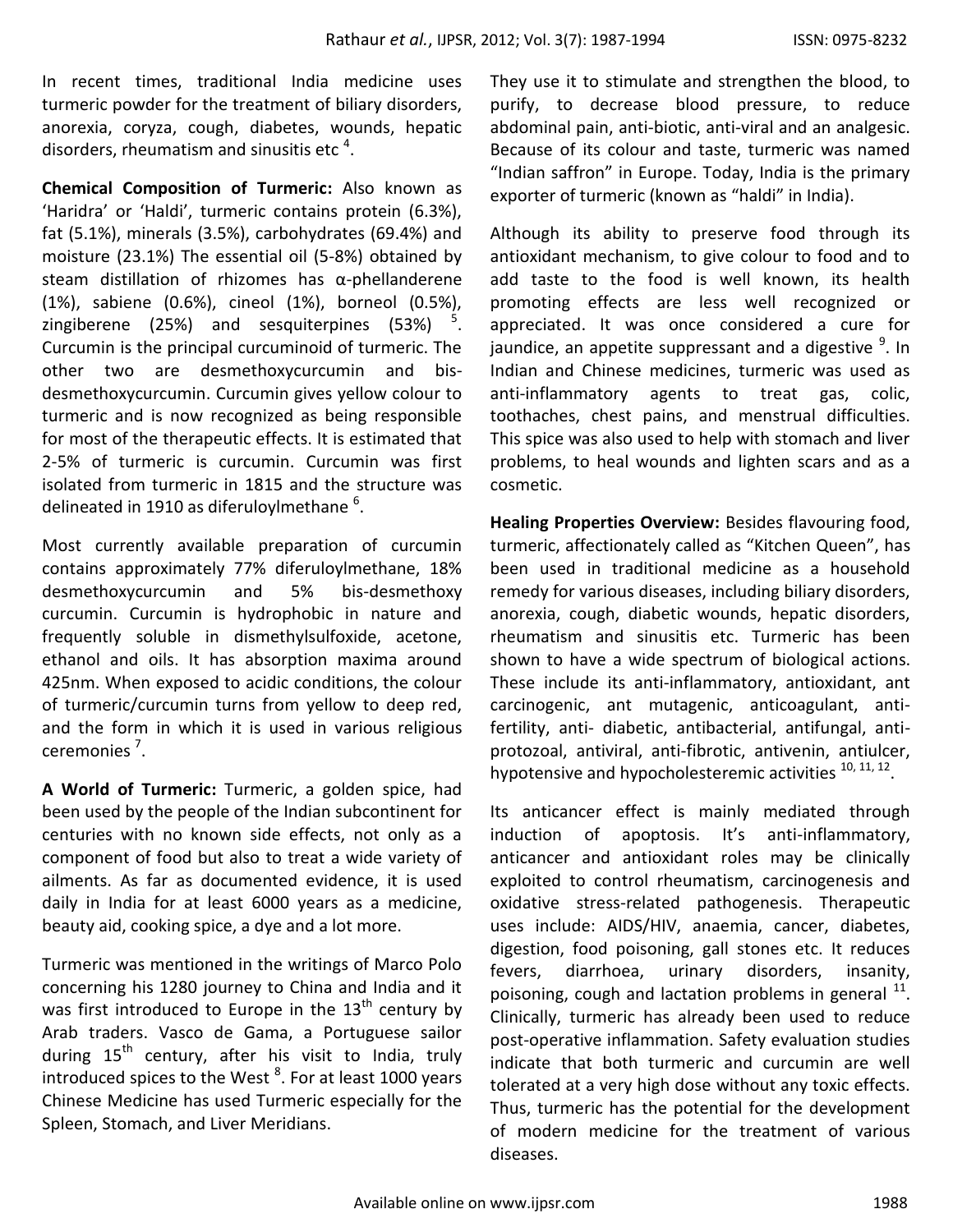In recent times, traditional India medicine uses turmeric powder for the treatment of biliary disorders, anorexia, coryza, cough, diabetes, wounds, hepatic disorders, rheumatism and sinusitis etc [4].

**Chemical Composition of Turmeric:** Also known as 'Haridra' or 'Haldi', turmeric contains protein (6.3%), fat (5.1%), minerals (3.5%), carbohydrates (69.4%) and moisture (23.1%) The essential oil (5-8%) obtained by steam distillation of rhizomes has α-phellanderene (1%), sabiene (0.6%), cineol (1%), borneol (0.5%), zingiberene (25%) and sesquiterpines (53%) [5]. Curcumin is the principal curcuminoid of turmeric. The other two are desmethoxycurcumin and bis-desmethoxycurcumin. Curcumin gives yellow colour to turmeric and is now recognized as being responsible for most of the therapeutic effects. It is estimated that 2-5% of turmeric is curcumin. Curcumin was first isolated from turmeric in 1815 and the structure was delineated in 1910 as diferuloylmethane [6].

Most currently available preparation of curcumin contains approximately 77% diferuloylmethane, 18% desmethoxycurcumin and 5% bis-desmethoxy curcumin. Curcumin is hydrophobic in nature and frequently soluble in dismethylsulfoxide, acetone, ethanol and oils. It has absorption maxima around 425nm. When exposed to acidic conditions, the colour of turmeric/curcumin turns from yellow to deep red, and the form in which it is used in various religious ceremonies [7].

**A World of Turmeric:** Turmeric, a golden spice, had been used by the people of the Indian subcontinent for centuries with no known side effects, not only as a component of food but also to treat a wide variety of ailments. As far as documented evidence, it is used daily in India for at least 6000 years as a medicine, beauty aid, cooking spice, a dye and a lot more.

Turmeric was mentioned in the writings of Marco Polo concerning his 1280 journey to China and India and it was first introduced to Europe in the 13th century by Arab traders. Vasco de Gama, a Portuguese sailor during 15th century, after his visit to India, truly introduced spices to the West [8]. For at least 1000 years Chinese Medicine has used Turmeric especially for the Spleen, Stomach, and Liver Meridians. They use it to stimulate and strengthen the blood, to purify, to decrease blood pressure, to reduce abdominal pain, anti-biotic, anti-viral and an analgesic. Because of its colour and taste, turmeric was named "Indian saffron" in Europe. Today, India is the primary exporter of turmeric (known as "haldi" in India).

Although its ability to preserve food through its antioxidant mechanism, to give colour to food and to add taste to the food is well known, its health promoting effects are less well recognized or appreciated. It was once considered a cure for jaundice, an appetite suppressant and a digestive [9]. In Indian and Chinese medicines, turmeric was used as anti-inflammatory agents to treat gas, colic, toothaches, chest pains, and menstrual difficulties. This spice was also used to help with stomach and liver problems, to heal wounds and lighten scars and as a cosmetic.

**Healing Properties Overview:** Besides flavouring food, turmeric, affectionately called as "Kitchen Queen", has been used in traditional medicine as a household remedy for various diseases, including biliary disorders, anorexia, cough, diabetic wounds, hepatic disorders, rheumatism and sinusitis etc. Turmeric has been shown to have a wide spectrum of biological actions. These include its anti-inflammatory, antioxidant, ant carcinogenic, ant mutagenic, anticoagulant, anti-fertility, anti- diabetic, antibacterial, antifungal, anti-protozoal, antiviral, anti-fibrotic, antivenin, antiulcer, hypotensive and hypocholesteremic activities [10, 11, 12].

Its anticancer effect is mainly mediated through induction of apoptosis. It's anti-inflammatory, anticancer and antioxidant roles may be clinically exploited to control rheumatism, carcinogenesis and oxidative stress-related pathogenesis. Therapeutic uses include: AIDS/HIV, anaemia, cancer, diabetes, digestion, food poisoning, gall stones etc. It reduces fevers, diarrhoea, urinary disorders, insanity, poisoning, cough and lactation problems in general [11]. Clinically, turmeric has already been used to reduce post-operative inflammation. Safety evaluation studies indicate that both turmeric and curcumin are well tolerated at a very high dose without any toxic effects. Thus, turmeric has the potential for the development of modern medicine for the treatment of various diseases.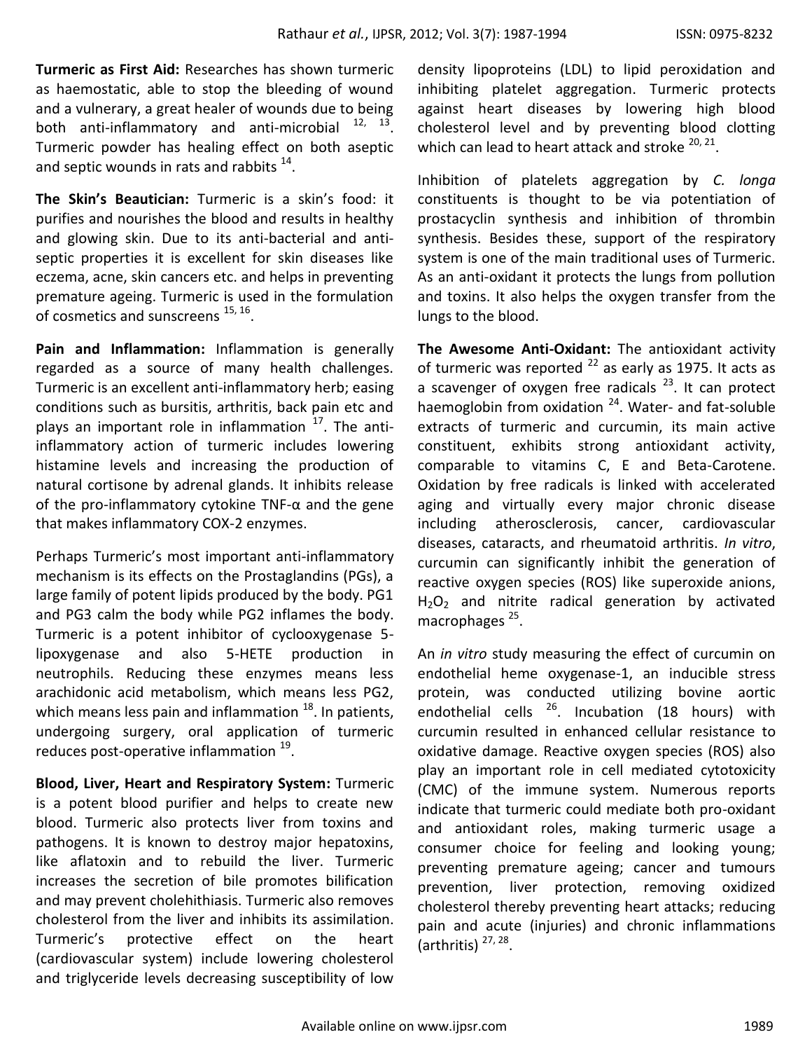**Turmeric as First Aid:** Researches has shown turmeric as haemostatic, able to stop the bleeding of wound and a vulnerary, a great healer of wounds due to being both anti-inflammatory and anti-microbial [12, 13]. Turmeric powder has healing effect on both aseptic and septic wounds in rats and rabbits [14].

**The Skin's Beautician:** Turmeric is a skin's food: it purifies and nourishes the blood and results in healthy and glowing skin. Due to its anti-bacterial and anti-septic properties it is excellent for skin diseases like eczema, acne, skin cancers etc. and helps in preventing premature ageing. Turmeric is used in the formulation of cosmetics and sunscreens [15, 16].

**Pain and Inflammation:** Inflammation is generally regarded as a source of many health challenges. Turmeric is an excellent anti-inflammatory herb; easing conditions such as bursitis, arthritis, back pain etc and plays an important role in inflammation [17]. The anti-inflammatory action of turmeric includes lowering histamine levels and increasing the production of natural cortisone by adrenal glands. It inhibits release of the pro-inflammatory cytokine TNF-α and the gene that makes inflammatory COX-2 enzymes.

Perhaps Turmeric's most important anti-inflammatory mechanism is its effects on the Prostaglandins (PGs), a large family of potent lipids produced by the body. PG1 and PG3 calm the body while PG2 inflames the body. Turmeric is a potent inhibitor of cyclooxygenase 5-lipoxygenase and also 5-HETE production in neutrophils. Reducing these enzymes means less arachidonic acid metabolism, which means less PG2, which means less pain and inflammation [18]. In patients, undergoing surgery, oral application of turmeric reduces post-operative inflammation [19].

**Blood, Liver, Heart and Respiratory System:** Turmeric is a potent blood purifier and helps to create new blood. Turmeric also protects liver from toxins and pathogens. It is known to destroy major hepatoxins, like aflatoxin and to rebuild the liver. Turmeric increases the secretion of bile promotes bilification and may prevent cholehithiasis. Turmeric also removes cholesterol from the liver and inhibits its assimilation. Turmeric's protective effect on the heart (cardiovascular system) include lowering cholesterol and triglyceride levels decreasing susceptibility of low density lipoproteins (LDL) to lipid peroxidation and inhibiting platelet aggregation. Turmeric protects against heart diseases by lowering high blood cholesterol level and by preventing blood clotting which can lead to heart attack and stroke [20, 21].

Inhibition of platelets aggregation by *C. longa* constituents is thought to be via potentiation of prostacyclin synthesis and inhibition of thrombin synthesis. Besides these, support of the respiratory system is one of the main traditional uses of Turmeric. As an anti-oxidant it protects the lungs from pollution and toxins. It also helps the oxygen transfer from the lungs to the blood.

**The Awesome Anti-Oxidant:** The antioxidant activity of turmeric was reported [22] as early as 1975. It acts as a scavenger of oxygen free radicals [23]. It can protect haemoglobin from oxidation [24]. Water- and fat-soluble extracts of turmeric and curcumin, its main active constituent, exhibits strong antioxidant activity, comparable to vitamins C, E and Beta-Carotene. Oxidation by free radicals is linked with accelerated aging and virtually every major chronic disease including atherosclerosis, cancer, cardiovascular diseases, cataracts, and rheumatoid arthritis. *In vitro*, curcumin can significantly inhibit the generation of reactive oxygen species (ROS) like superoxide anions, $H_2O_2$ and nitrite radical generation by activated macrophages [25].

An *in vitro* study measuring the effect of curcumin on endothelial heme oxygenase-1, an inducible stress protein, was conducted utilizing bovine aortic endothelial cells [26]. Incubation (18 hours) with curcumin resulted in enhanced cellular resistance to oxidative damage. Reactive oxygen species (ROS) also play an important role in cell mediated cytotoxicity (CMC) of the immune system. Numerous reports indicate that turmeric could mediate both pro-oxidant and antioxidant roles, making turmeric usage a consumer choice for feeling and looking young; preventing premature ageing; cancer and tumours prevention, liver protection, removing oxidized cholesterol thereby preventing heart attacks; reducing pain and acute (injuries) and chronic inflammations (arthritis) [27, 28].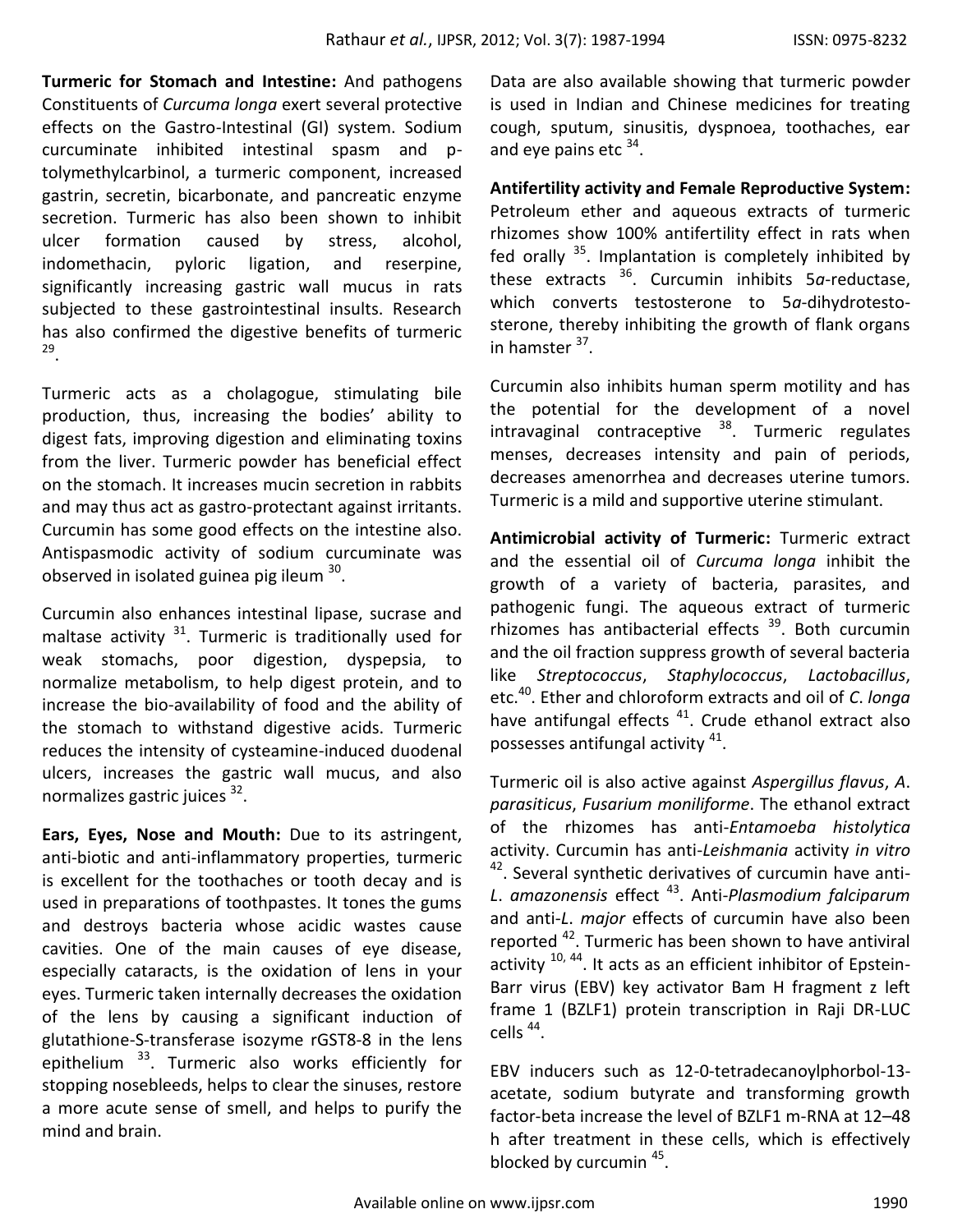**Turmeric for Stomach and Intestine:** And pathogens Constituents of *Curcuma longa* exert several protective effects on the Gastro-Intestinal (GI) system. Sodium curcuminate inhibited intestinal spasm and p-tolymethylcarbinol, a turmeric component, increased gastrin, secretin, bicarbonate, and pancreatic enzyme secretion. Turmeric has also been shown to inhibit ulcer formation caused by stress, alcohol, indomethacin, pyloric ligation, and reserpine, significantly increasing gastric wall mucus in rats subjected to these gastrointestinal insults. Research has also confirmed the digestive benefits of turmeric [29].

Turmeric acts as a cholagogue, stimulating bile production, thus, increasing the bodies' ability to digest fats, improving digestion and eliminating toxins from the liver. Turmeric powder has beneficial effect on the stomach. It increases mucin secretion in rabbits and may thus act as gastro-protectant against irritants. Curcumin has some good effects on the intestine also. Antispasmodic activity of sodium curcuminate was observed in isolated guinea pig ileum [30].

Curcumin also enhances intestinal lipase, sucrase and maltase activity [31]. Turmeric is traditionally used for weak stomachs, poor digestion, dyspepsia, to normalize metabolism, to help digest protein, and to increase the bio-availability of food and the ability of the stomach to withstand digestive acids. Turmeric reduces the intensity of cysteamine-induced duodenal ulcers, increases the gastric wall mucus, and also normalizes gastric juices [32].

**Ears, Eyes, Nose and Mouth:** Due to its astringent, anti-biotic and anti-inflammatory properties, turmeric is excellent for the toothaches or tooth decay and is used in preparations of toothpastes. It tones the gums and destroys bacteria whose acidic wastes cause cavities. One of the main causes of eye disease, especially cataracts, is the oxidation of lens in your eyes. Turmeric taken internally decreases the oxidation of the lens by causing a significant induction of glutathione-S-transferase isozyme rGST8-8 in the lens epithelium [33]. Turmeric also works efficiently for stopping nosebleeds, helps to clear the sinuses, restore a more acute sense of smell, and helps to purify the mind and brain.

Data are also available showing that turmeric powder is used in Indian and Chinese medicines for treating cough, sputum, sinusitis, dyspnoea, toothaches, ear and eye pains etc [34].

**Antifertility activity and Female Reproductive System:** Petroleum ether and aqueous extracts of turmeric rhizomes show 100% antifertility effect in rats when fed orally [35]. Implantation is completely inhibited by these extracts [36]. Curcumin inhibits 5*a*-reductase, which converts testosterone to 5*a*-dihydrotestosterone, thereby inhibiting the growth of flank organs in hamster [37].

Curcumin also inhibits human sperm motility and has the potential for the development of a novel intravaginal contraceptive [38]. Turmeric regulates menses, decreases intensity and pain of periods, decreases amenorrhea and decreases uterine tumors. Turmeric is a mild and supportive uterine stimulant.

**Antimicrobial activity of Turmeric:** Turmeric extract and the essential oil of *Curcuma longa* inhibit the growth of a variety of bacteria, parasites, and pathogenic fungi. The aqueous extract of turmeric rhizomes has antibacterial effects [39]. Both curcumin and the oil fraction suppress growth of several bacteria like *Streptococcus*, *Staphylococcus*, *Lactobacillus*, etc.[40]. Ether and chloroform extracts and oil of *C. longa* have antifungal effects [41]. Crude ethanol extract also possesses antifungal activity [41].

Turmeric oil is also active against *Aspergillus flavus*, *A. parasiticus*, *Fusarium moniliforme*. The ethanol extract of the rhizomes has anti-*Entamoeba histolytica* activity. Curcumin has anti-*Leishmania* activity *in vitro* [42]. Several synthetic derivatives of curcumin have anti-*L. amazonensis* effect [43]. Anti-*Plasmodium falciparum* and anti-*L. major* effects of curcumin have also been reported [42]. Turmeric has been shown to have antiviral activity [10, 44]. It acts as an efficient inhibitor of Epstein-Barr virus (EBV) key activator Bam H fragment z left frame 1 (BZLF1) protein transcription in Raji DR-LUC cells [44].

EBV inducers such as 12-0-tetradecanoylphorbol-13-acetate, sodium butyrate and transforming growth factor-beta increase the level of BZLF1 m-RNA at 12–48 h after treatment in these cells, which is effectively blocked by curcumin [45].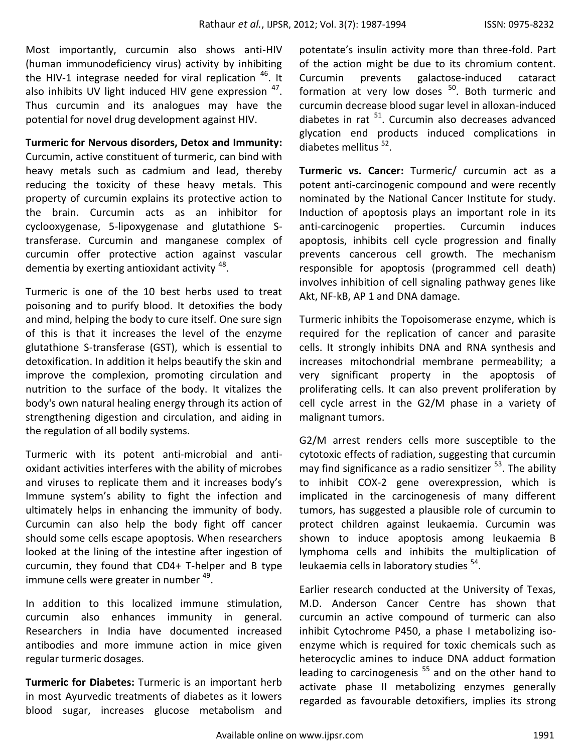Most importantly, curcumin also shows anti-HIV (human immunodeficiency virus) activity by inhibiting the HIV-1 integrase needed for viral replication [46]. It also inhibits UV light induced HIV gene expression [47]. Thus curcumin and its analogues may have the potential for novel drug development against HIV.

**Turmeric for Nervous disorders, Detox and Immunity:** Curcumin, active constituent of turmeric, can bind with heavy metals such as cadmium and lead, thereby reducing the toxicity of these heavy metals. This property of curcumin explains its protective action to the brain. Curcumin acts as an inhibitor for cyclooxygenase, 5-lipoxygenase and glutathione S-transferase. Curcumin and manganese complex of curcumin offer protective action against vascular dementia by exerting antioxidant activity [48].

Turmeric is one of the 10 best herbs used to treat poisoning and to purify blood. It detoxifies the body and mind, helping the body to cure itself. One sure sign of this is that it increases the level of the enzyme glutathione S-transferase (GST), which is essential to detoxification. In addition it helps beautify the skin and improve the complexion, promoting circulation and nutrition to the surface of the body. It vitalizes the body's own natural healing energy through its action of strengthening digestion and circulation, and aiding in the regulation of all bodily systems.

Turmeric with its potent anti-microbial and anti-oxidant activities interferes with the ability of microbes and viruses to replicate them and it increases body's Immune system's ability to fight the infection and ultimately helps in enhancing the immunity of body. Curcumin can also help the body fight off cancer should some cells escape apoptosis. When researchers looked at the lining of the intestine after ingestion of curcumin, they found that CD4+ T-helper and B type immune cells were greater in number [49].

In addition to this localized immune stimulation, curcumin also enhances immunity in general. Researchers in India have documented increased antibodies and more immune action in mice given regular turmeric dosages.

**Turmeric for Diabetes:** Turmeric is an important herb in most Ayurvedic treatments of diabetes as it lowers blood sugar, increases glucose metabolism and potentate's insulin activity more than three-fold. Part of the action might be due to its chromium content. Curcumin prevents galactose-induced cataract formation at very low doses [50]. Both turmeric and curcumin decrease blood sugar level in alloxan-induced diabetes in rat [51]. Curcumin also decreases advanced glycation end products induced complications in diabetes mellitus [52].

**Turmeric vs. Cancer:** Turmeric/ curcumin act as a potent anti-carcinogenic compound and were recently nominated by the National Cancer Institute for study. Induction of apoptosis plays an important role in its anti-carcinogenic properties. Curcumin induces apoptosis, inhibits cell cycle progression and finally prevents cancerous cell growth. The mechanism responsible for apoptosis (programmed cell death) involves inhibition of cell signaling pathway genes like Akt, NF-kB, AP 1 and DNA damage.

Turmeric inhibits the Topoisomerase enzyme, which is required for the replication of cancer and parasite cells. It strongly inhibits DNA and RNA synthesis and increases mitochondrial membrane permeability; a very significant property in the apoptosis of proliferating cells. It can also prevent proliferation by cell cycle arrest in the G2/M phase in a variety of malignant tumors.

G2/M arrest renders cells more susceptible to the cytotoxic effects of radiation, suggesting that curcumin may find significance as a radio sensitizer [53]. The ability to inhibit COX-2 gene overexpression, which is implicated in the carcinogenesis of many different tumors, has suggested a plausible role of curcumin to protect children against leukaemia. Curcumin was shown to induce apoptosis among leukaemia B lymphoma cells and inhibits the multiplication of leukaemia cells in laboratory studies [54].

Earlier research conducted at the University of Texas, M.D. Anderson Cancer Centre has shown that curcumin an active compound of turmeric can also inhibit Cytochrome P450, a phase I metabolizing iso-enzyme which is required for toxic chemicals such as heterocyclic amines to induce DNA adduct formation leading to carcinogenesis [55] and on the other hand to activate phase II metabolizing enzymes generally regarded as favourable detoxifiers, implies its strong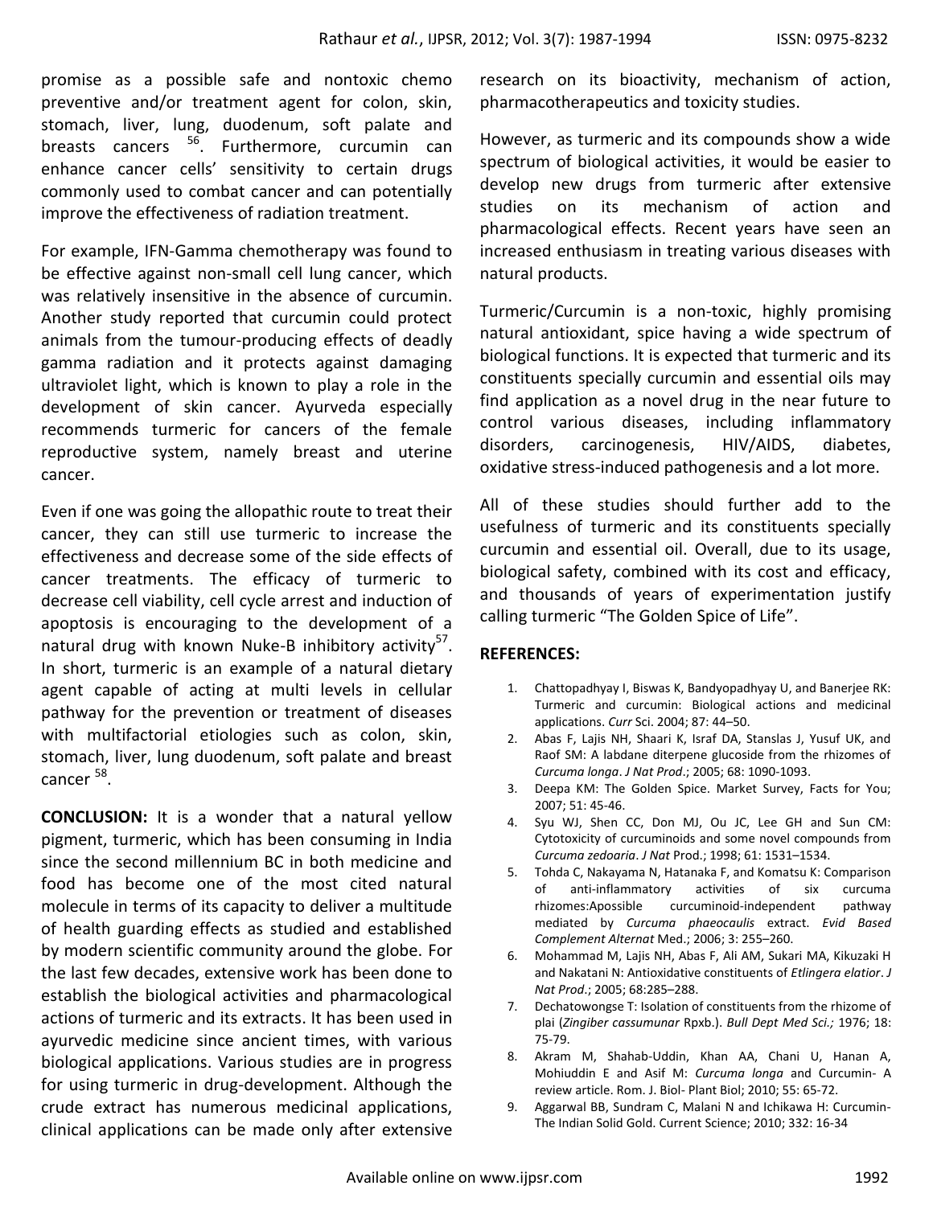promise as a possible safe and nontoxic chemo preventive and/or treatment agent for colon, skin, stomach, liver, lung, duodenum, soft palate and breasts cancers [56]. Furthermore, curcumin can enhance cancer cells' sensitivity to certain drugs commonly used to combat cancer and can potentially improve the effectiveness of radiation treatment.

For example, IFN-Gamma chemotherapy was found to be effective against non-small cell lung cancer, which was relatively insensitive in the absence of curcumin. Another study reported that curcumin could protect animals from the tumour-producing effects of deadly gamma radiation and it protects against damaging ultraviolet light, which is known to play a role in the development of skin cancer. Ayurveda especially recommends turmeric for cancers of the female reproductive system, namely breast and uterine cancer.

Even if one was going the allopathic route to treat their cancer, they can still use turmeric to increase the effectiveness and decrease some of the side effects of cancer treatments. The efficacy of turmeric to decrease cell viability, cell cycle arrest and induction of apoptosis is encouraging to the development of a natural drug with known Nuke-B inhibitory activity[57]. In short, turmeric is an example of a natural dietary agent capable of acting at multi levels in cellular pathway for the prevention or treatment of diseases with multifactorial etiologies such as colon, skin, stomach, liver, lung duodenum, soft palate and breast cancer [58].

**CONCLUSION:** It is a wonder that a natural yellow pigment, turmeric, which has been consuming in India since the second millennium BC in both medicine and food has become one of the most cited natural molecule in terms of its capacity to deliver a multitude of health guarding effects as studied and established by modern scientific community around the globe. For the last few decades, extensive work has been done to establish the biological activities and pharmacological actions of turmeric and its extracts. It has been used in ayurvedic medicine since ancient times, with various biological applications. Various studies are in progress for using turmeric in drug-development. Although the crude extract has numerous medicinal applications, clinical applications can be made only after extensive research on its bioactivity, mechanism of action, pharmacotherapeutics and toxicity studies.

However, as turmeric and its compounds show a wide spectrum of biological activities, it would be easier to develop new drugs from turmeric after extensive studies on its mechanism of action and pharmacological effects. Recent years have seen an increased enthusiasm in treating various diseases with natural products.

Turmeric/Curcumin is a non-toxic, highly promising natural antioxidant, spice having a wide spectrum of biological functions. It is expected that turmeric and its constituents specially curcumin and essential oils may find application as a novel drug in the near future to control various diseases, including inflammatory disorders, carcinogenesis, HIV/AIDS, diabetes, oxidative stress-induced pathogenesis and a lot more.

All of these studies should further add to the usefulness of turmeric and its constituents specially curcumin and essential oil. Overall, due to its usage, biological safety, combined with its cost and efficacy, and thousands of years of experimentation justify calling turmeric "The Golden Spice of Life".

**REFERENCES:**

1. Chattopadhyay I, Biswas K, Bandyopadhyay U, and Banerjee RK: Turmeric and curcumin: Biological actions and medicinal applications. *Curr* Sci. 2004; 87: 44–50.
2. Abas F, Lajis NH, Shaari K, Israf DA, Stanslas J, Yusuf UK, and Raof SM: A labdane diterpene glucoside from the rhizomes of *Curcuma longa*. *J Nat Prod*.; 2005; 68: 1090-1093.
3. Deepa KM: The Golden Spice. Market Survey, Facts for You; 2007; 51: 45-46.
4. Syu WJ, Shen CC, Don MJ, Ou JC, Lee GH and Sun CM: Cytotoxicity of curcuminoids and some novel compounds from *Curcuma zedoaria*. *J Nat* Prod.; 1998; 61: 1531–1534.
5. Tohda C, Nakayama N, Hatanaka F, and Komatsu K: Comparison of anti-inflammatory activities of six curcuma rhizomes:Apossible curcuminoid-independent pathway mediated by *Curcuma phaeocaulis* extract. *Evid Based Complement Alternat* Med.; 2006; 3: 255–260.
6. Mohammad M, Lajis NH, Abas F, Ali AM, Sukari MA, Kikuzaki H and Nakatani N: Antioxidative constituents of *Etlingera elatior*. *J Nat Prod*.; 2005; 68:285–288.
7. Dechatowongse T: Isolation of constituents from the rhizome of plai (*Zingiber cassumunar* Rpxb.). *Bull Dept Med Sci.;* 1976; 18: 75-79.
8. Akram M, Shahab-Uddin, Khan AA, Chani U, Hanan A, Mohiuddin E and Asif M: *Curcuma longa* and Curcumin- A review article. Rom. J. Biol- Plant Biol; 2010; 55: 65-72.
9. Aggarwal BB, Sundram C, Malani N and Ichikawa H: Curcumin-The Indian Solid Gold. Current Science; 2010; 332: 16-34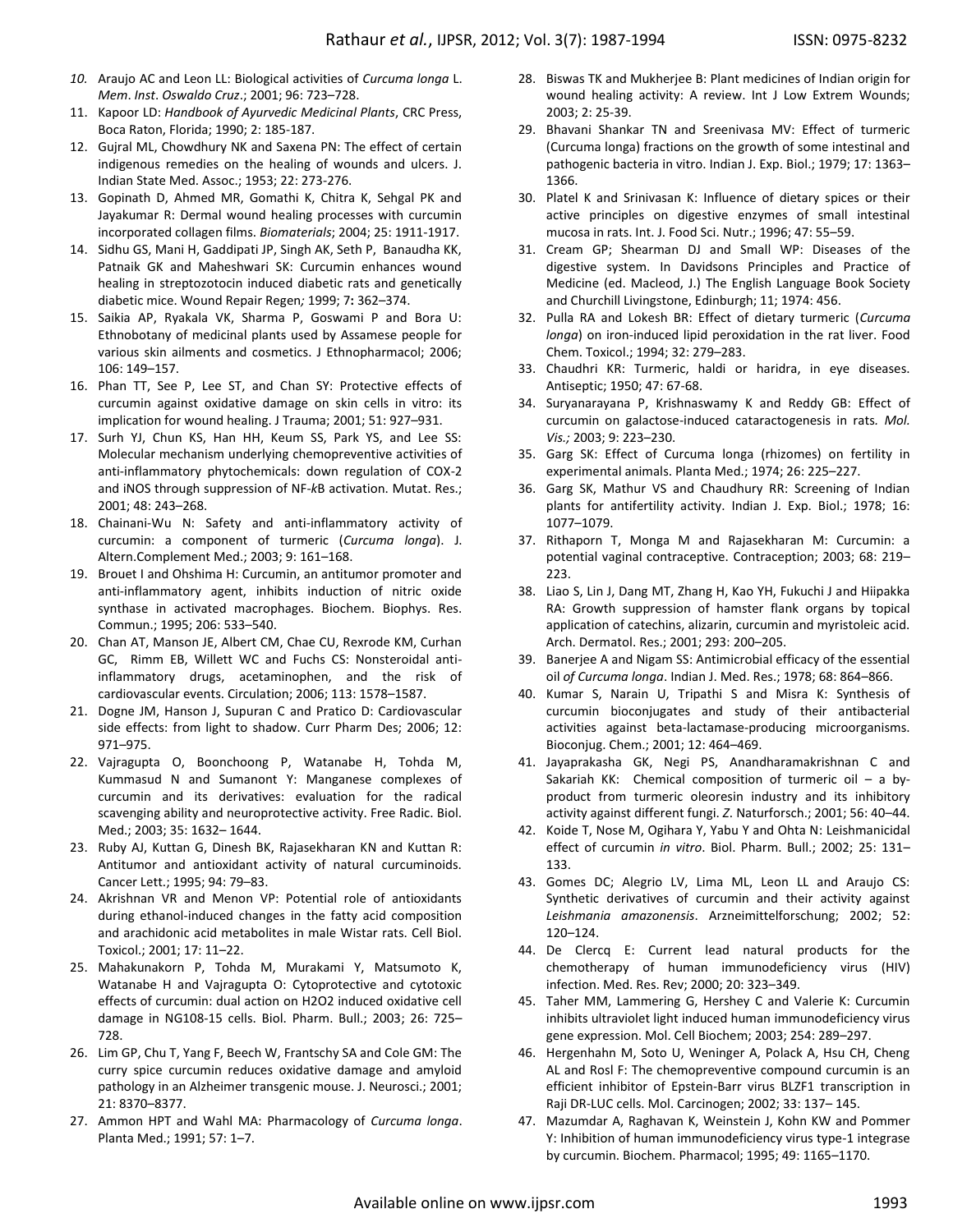10. Araujo AC and Leon LL: Biological activities of *Curcuma longa* L. *Mem*. *Inst*. *Oswaldo Cruz*.; 2001; 96: 723–728.
11. Kapoor LD: *Handbook of Ayurvedic Medicinal Plants*, CRC Press, Boca Raton, Florida; 1990; 2: 185-187.
12. Gujral ML, Chowdhury NK and Saxena PN: The effect of certain indigenous remedies on the healing of wounds and ulcers. J. Indian State Med. Assoc.; 1953; 22: 273-276.
13. Gopinath D, Ahmed MR, Gomathi K, Chitra K, Sehgal PK and Jayakumar R: Dermal wound healing processes with curcumin incorporated collagen films. *Biomaterials*; 2004; 25: 1911-1917.
14. Sidhu GS, Mani H, Gaddipati JP, Singh AK, Seth P, Banaudha KK, Patnaik GK and Maheshwari SK: Curcumin enhances wound healing in streptozotocin induced diabetic rats and genetically diabetic mice. Wound Repair Regen*;* 1999; 7**:** 362–374.
15. Saikia AP, Ryakala VK, Sharma P, Goswami P and Bora U: Ethnobotany of medicinal plants used by Assamese people for various skin ailments and cosmetics. J Ethnopharmacol; 2006; 106: 149–157.
16. Phan TT, See P, Lee ST, and Chan SY: Protective effects of curcumin against oxidative damage on skin cells in vitro: its implication for wound healing. J Trauma; 2001; 51: 927–931.
17. Surh YJ, Chun KS, Han HH, Keum SS, Park YS, and Lee SS: Molecular mechanism underlying chemopreventive activities of anti-inflammatory phytochemicals: down regulation of COX-2 and iNOS through suppression of NF-*k*B activation. Mutat. Res.; 2001; 48: 243–268.
18. Chainani-Wu N: Safety and anti-inflammatory activity of curcumin: a component of turmeric (*Curcuma longa*). J. Altern.Complement Med.; 2003; 9: 161–168.
19. Brouet I and Ohshima H: Curcumin, an antitumor promoter and anti-inflammatory agent, inhibits induction of nitric oxide synthase in activated macrophages. Biochem. Biophys. Res. Commun.; 1995; 206: 533–540.
20. Chan AT, Manson JE, Albert CM, Chae CU, Rexrode KM, Curhan GC, Rimm EB, Willett WC and Fuchs CS: Nonsteroidal anti-inflammatory drugs, acetaminophen, and the risk of cardiovascular events. Circulation; 2006; 113: 1578–1587.
21. Dogne JM, Hanson J, Supuran C and Pratico D: Cardiovascular side effects: from light to shadow. Curr Pharm Des; 2006; 12: 971–975.
22. Vajragupta O, Boonchoong P, Watanabe H, Tohda M, Kummasud N and Sumanont Y: Manganese complexes of curcumin and its derivatives: evaluation for the radical scavenging ability and neuroprotective activity. Free Radic. Biol. Med.; 2003; 35: 1632– 1644.
23. Ruby AJ, Kuttan G, Dinesh BK, Rajasekharan KN and Kuttan R: Antitumor and antioxidant activity of natural curcuminoids. Cancer Lett.; 1995; 94: 79–83.
24. Akrishnan VR and Menon VP: Potential role of antioxidants during ethanol-induced changes in the fatty acid composition and arachidonic acid metabolites in male Wistar rats. Cell Biol. Toxicol.; 2001; 17: 11–22.
25. Mahakunakorn P, Tohda M, Murakami Y, Matsumoto K, Watanabe H and Vajragupta O: Cytoprotective and cytotoxic effects of curcumin: dual action on H2O2 induced oxidative cell damage in NG108-15 cells. Biol. Pharm. Bull.; 2003; 26: 725–728.
26. Lim GP, Chu T, Yang F, Beech W, Frantschy SA and Cole GM: The curry spice curcumin reduces oxidative damage and amyloid pathology in an Alzheimer transgenic mouse. J. Neurosci.; 2001; 21: 8370–8377.
27. Ammon HPT and Wahl MA: Pharmacology of *Curcuma longa*. Planta Med.; 1991; 57: 1–7.
28. Biswas TK and Mukherjee B: Plant medicines of Indian origin for wound healing activity: A review. Int J Low Extrem Wounds; 2003; 2: 25-39.
29. Bhavani Shankar TN and Sreenivasa MV: Effect of turmeric (Curcuma longa) fractions on the growth of some intestinal and pathogenic bacteria in vitro. Indian J. Exp. Biol.; 1979; 17: 1363–1366.
30. Platel K and Srinivasan K: Influence of dietary spices or their active principles on digestive enzymes of small intestinal mucosa in rats. Int. J. Food Sci. Nutr.; 1996; 47: 55–59.
31. Cream GP; Shearman DJ and Small WP: Diseases of the digestive system. In Davidsons Principles and Practice of Medicine (ed. Macleod, J.) The English Language Book Society and Churchill Livingstone, Edinburgh; 11; 1974: 456.
32. Pulla RA and Lokesh BR: Effect of dietary turmeric (*Curcuma longa*) on iron-induced lipid peroxidation in the rat liver. Food Chem. Toxicol.; 1994; 32: 279–283.
33. Chaudhri KR: Turmeric, haldi or haridra, in eye diseases. Antiseptic; 1950; 47: 67-68.
34. Suryanarayana P, Krishnaswamy K and Reddy GB: Effect of curcumin on galactose-induced cataractogenesis in rats. *Mol. Vis.;* 2003; 9: 223–230.
35. Garg SK: Effect of Curcuma longa (rhizomes) on fertility in experimental animals. Planta Med.; 1974; 26: 225–227.
36. Garg SK, Mathur VS and Chaudhury RR: Screening of Indian plants for antifertility activity. Indian J. Exp. Biol.; 1978; 16: 1077–1079.
37. Rithaporn T, Monga M and Rajasekharan M: Curcumin: a potential vaginal contraceptive. Contraception; 2003; 68: 219–223.
38. Liao S, Lin J, Dang MT, Zhang H, Kao YH, Fukuchi J and Hiipakka RA: Growth suppression of hamster flank organs by topical application of catechins, alizarin, curcumin and myristoleic acid. Arch. Dermatol. Res.; 2001; 293: 200–205.
39. Banerjee A and Nigam SS: Antimicrobial efficacy of the essential oil *of Curcuma longa*. Indian J. Med. Res.; 1978; 68: 864–866.
40. Kumar S, Narain U, Tripathi S and Misra K: Synthesis of curcumin bioconjugates and study of their antibacterial activities against beta-lactamase-producing microorganisms. Bioconjug. Chem.; 2001; 12: 464–469.
41. Jayaprakasha GK, Negi PS, Anandharamakrishnan C and Sakariah KK: Chemical composition of turmeric oil – a by-product from turmeric oleoresin industry and its inhibitory activity against different fungi. *Z.* Naturforsch.; 2001; 56: 40–44.
42. Koide T, Nose M, Ogihara Y, Yabu Y and Ohta N: Leishmanicidal effect of curcumin *in vitro*. Biol. Pharm. Bull.; 2002; 25: 131–133.
43. Gomes DC; Alegrio LV, Lima ML, Leon LL and Araujo CS: Synthetic derivatives of curcumin and their activity against *Leishmania amazonensis*. Arzneimittelforschung; 2002; 52: 120–124.
44. De Clercq E: Current lead natural products for the chemotherapy of human immunodeficiency virus (HIV) infection. Med. Res. Rev; 2000; 20: 323–349.
45. Taher MM, Lammering G, Hershey C and Valerie K: Curcumin inhibits ultraviolet light induced human immunodeficiency virus gene expression. Mol. Cell Biochem; 2003; 254: 289–297.
46. Hergenhahn M, Soto U, Weninger A, Polack A, Hsu CH, Cheng AL and Rosl F: The chemopreventive compound curcumin is an efficient inhibitor of Epstein-Barr virus BLZF1 transcription in Raji DR-LUC cells. Mol. Carcinogen; 2002; 33: 137– 145.
47. Mazumdar A, Raghavan K, Weinstein J, Kohn KW and Pommer Y: Inhibition of human immunodeficiency virus type-1 integrase by curcumin. Biochem. Pharmacol; 1995; 49: 1165–1170.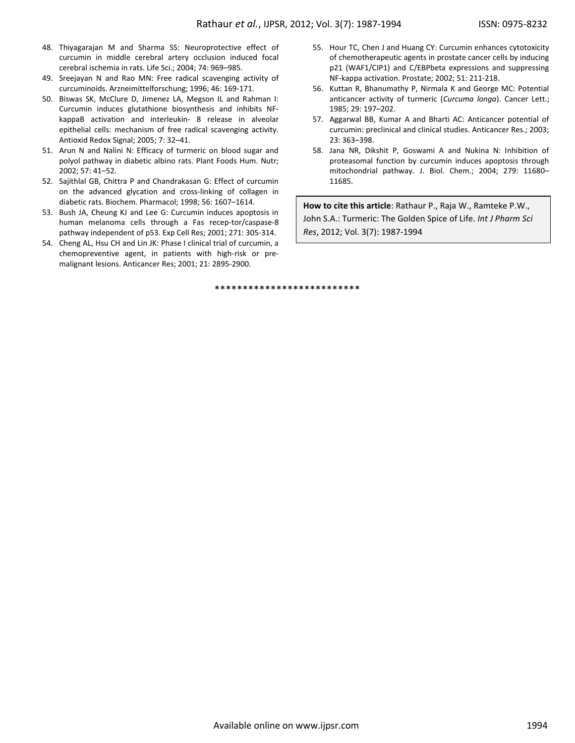48. Thiyagarajan M and Sharma SS: Neuroprotective effect of curcumin in middle cerebral artery occlusion induced focal cerebral ischemia in rats. Life Sci.; 2004; 74: 969–985.
49. Sreejayan N and Rao MN: Free radical scavenging activity of curcuminoids. Arzneimittelforschung; 1996; 46: 169-171.
50. Biswas SK, McClure D, Jimenez LA, Megson IL and Rahman I: Curcumin induces glutathione biosynthesis and inhibits NF-kappaB activation and interleukin- 8 release in alveolar epithelial cells: mechanism of free radical scavenging activity. Antioxid Redox Signal; 2005; 7: 32–41.
51. Arun N and Nalini N: Efficacy of turmeric on blood sugar and polyol pathway in diabetic albino rats. Plant Foods Hum. Nutr; 2002; 57: 41–52.
52. Sajithlal GB, Chittra P and Chandrakasan G: Effect of curcumin on the advanced glycation and cross-linking of collagen in diabetic rats. Biochem. Pharmacol; 1998; 56: 1607–1614.
53. Bush JA, Cheung KJ and Lee G: Curcumin induces apoptosis in human melanoma cells through a Fas recep-tor/caspase-8 pathway independent of p53. Exp Cell Res; 2001; 271: 305-314.
54. Cheng AL, Hsu CH and Lin JK: Phase I clinical trial of curcumin, a chemopreventive agent, in patients with high-risk or pre-malignant lesions. Anticancer Res; 2001; 21: 2895-2900.
55. Hour TC, Chen J and Huang CY: Curcumin enhances cytotoxicity of chemotherapeutic agents in prostate cancer cells by inducing p21 (WAF1/CIP1) and C/EBPbeta expressions and suppressing NF-kappa activation. Prostate; 2002; 51: 211-218.
56. Kuttan R, Bhanumathy P, Nirmala K and George MC: Potential anticancer activity of turmeric (*Curcuma longa*). Cancer Lett.; 1985; 29: 197–202.
57. Aggarwal BB, Kumar A and Bharti AC: Anticancer potential of curcumin: preclinical and clinical studies. Anticancer Res.; 2003; 23: 363–398.
58. Jana NR, Dikshit P, Goswami A and Nukina N: Inhibition of proteasomal function by curcumin induces apoptosis through mitochondrial pathway. J. Biol. Chem.; 2004; 279: 11680–11685.

**How to cite this article**: Rathaur P., Raja W., Ramteke P.W., John S.A.: Turmeric: The Golden Spice of Life. *Int J Pharm Sci Res*, 2012; Vol. 3(7): 1987-1994

**************************